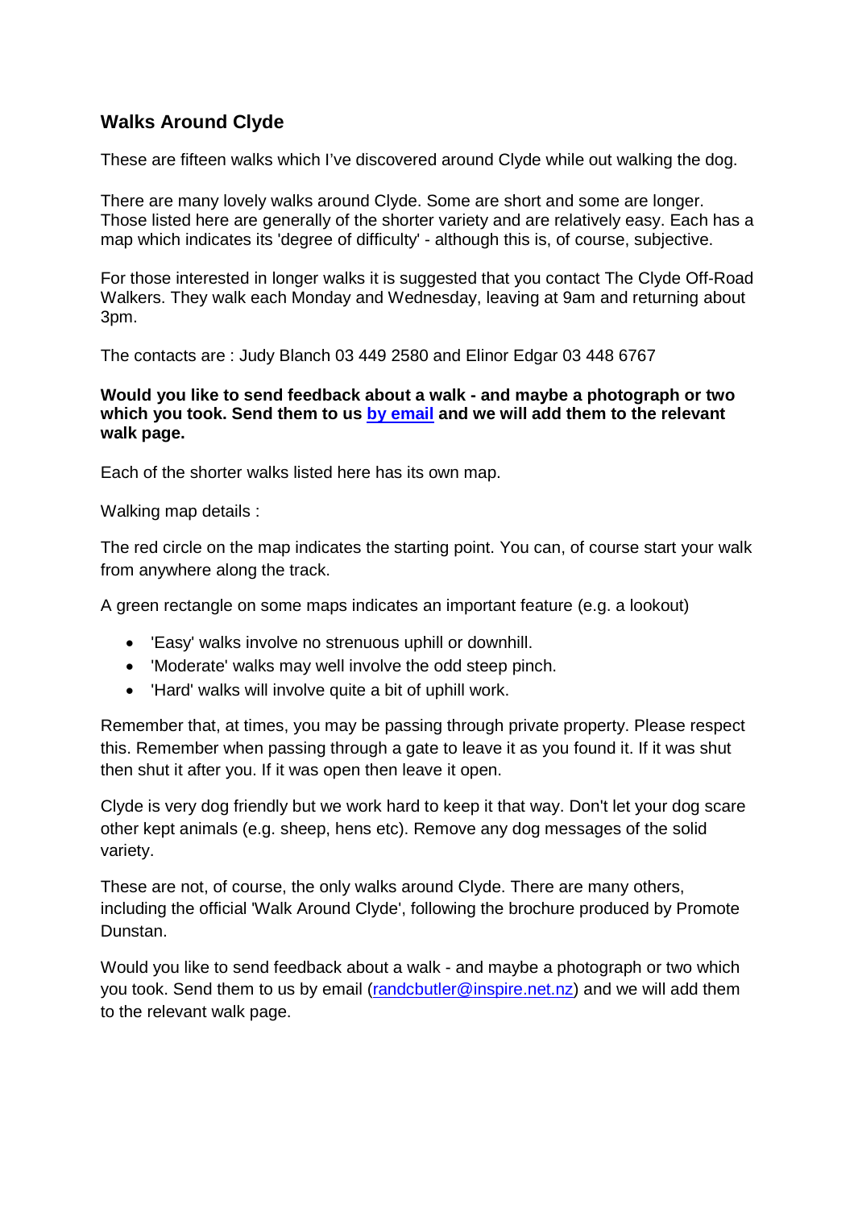## Walks Around Clyde

These are fifteen walks which I've discovered around Clyde while out walking the dog.

There are many lovely walks around Clyde. Some are short and some are longer. Those listed here are generally of the shorter variety and are relatively easy. Each has a map which indicates its 'degree of difficulty' - although this is, of course, subjective.

For those interested in longer walks it is suggested that you contact The Clyde Off-Road Walkers. They walk each Monday and Wednesday, leaving at 9am and returning about 3pm.

The contacts are : Judy Blanch 03 449 2580 and Elinor Edgar 03 448 6767

**Would you like to send feedback about a walk - and maybe a photograph or two which you took. Send them to us by email and we will add them to the relevant walk page.**

Each of the shorter walks listed here has its own map.

Walking map details :

The red circle on the map indicates the starting point. You can, of course start your walk from anywhere along the track.

A green rectangle on some maps indicates an important feature (e.g. a lookout)

- 'Easy' walks involve no strenuous uphill or downhill.
- 'Moderate' walks may well involve the odd steep pinch.
- 'Hard' walks will involve quite a bit of uphill work.

Remember that, at times, you may be passing through private property. Please respect this. Remember when passing through a gate to leave it as you found it. If it was shut then shut it after you. If it was open then leave it open.

Clyde is very dog friendly but we work hard to keep it that way. Don't let your dog scare other kept animals (e.g. sheep, hens etc). Remove any dog messages of the solid variety.

These are not, of course, the only walks around Clyde. There are many others, including the official 'Walk Around Clyde', following the brochure produced by Promote Dunstan.

Would you like to send feedback about a walk - and maybe a photograph or two which you took. Send them to us by email (randcbutler@inspire.net.nz) and we will add them to the relevant walk page.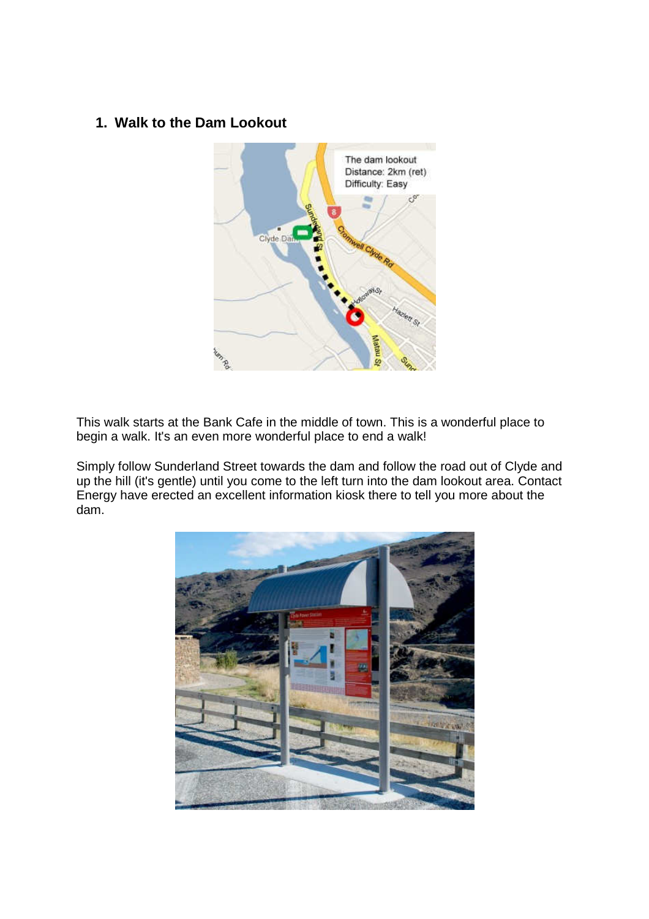## 1. Walk to the Dam Lookout

This walk starts at the Bank Cafe in the middle of town. This is a wonderful place to begin a walk. It's an even more wonderful place to end a walk!

Simply follow Sunderland Street towards the dam and follow the road out of Clyde and up the hill (it's gentle) until you come to the left turn into the dam lookout area. Contact Energy have erected an excellent information kiosk there to tell you more about the dam.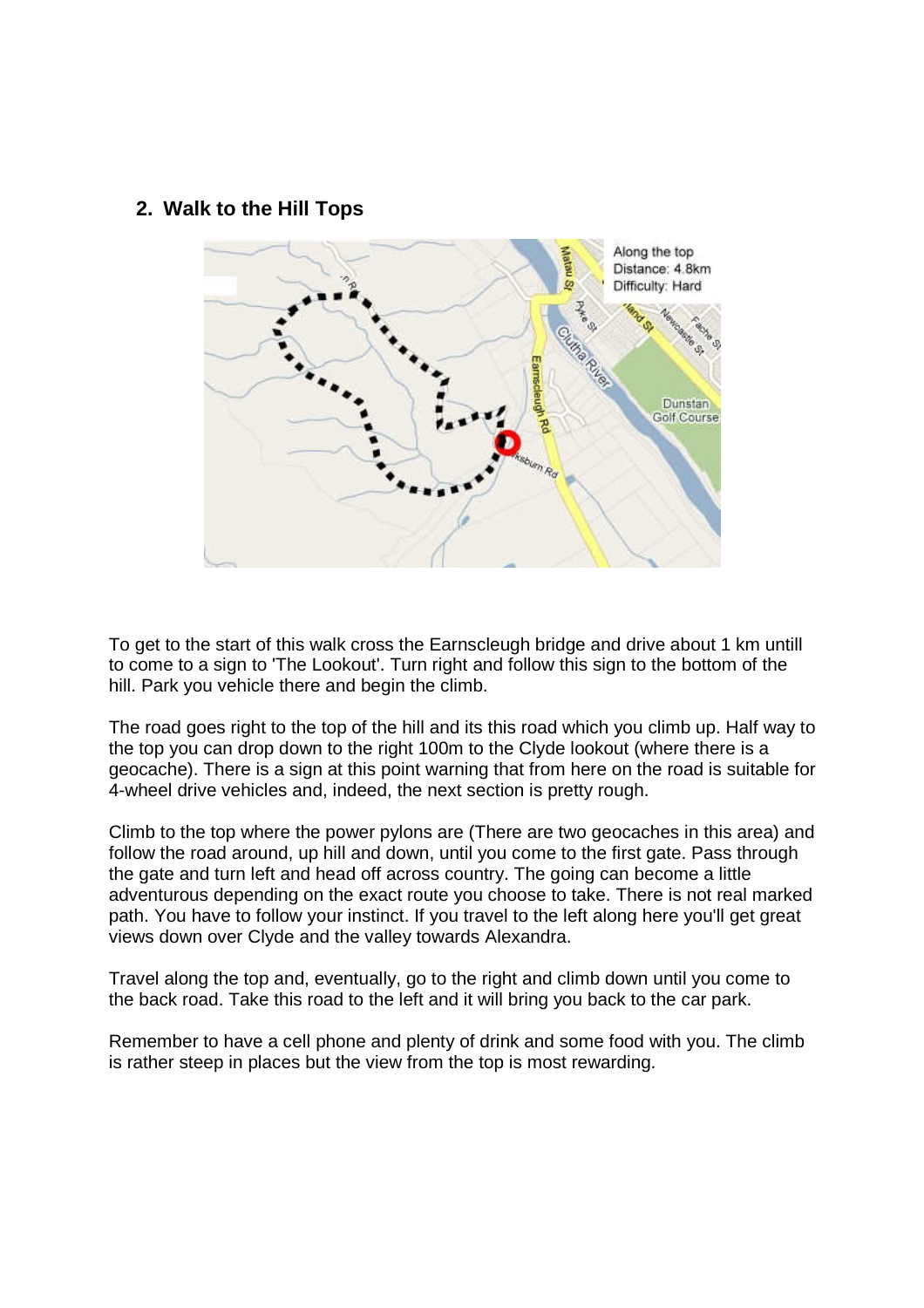## 2. Walk to the Hill Tops

To get to the start of this walk cross the Earnscleugh bridge and drive about 1 km untill to come to a sign to 'The Lookout'. Turn right and follow this sign to the bottom of the hill. Park you vehicle there and begin the climb.

The road goes right to the top of the hill and its this road which you climb up. Half way to the top you can drop down to the right 100m to the Clyde lookout (where there is a geocache). There is a sign at this point warning that from here on the road is suitable for 4-wheel drive vehicles and, indeed, the next section is pretty rough.

Climb to the top where the power pylons are (There are two geocaches in this area) and follow the road around, up hill and down, until you come to the first gate. Pass through the gate and turn left and head off across country. The going can become a little adventurous depending on the exact route you choose to take. There is not real marked path. You have to follow your instinct. If you travel to the left along here you'll get great views down over Clyde and the valley towards Alexandra.

Travel along the top and, eventually, go to the right and climb down until you come to the back road. Take this road to the left and it will bring you back to the car park.

Remember to have a cell phone and plenty of drink and some food with you. The climb is rather steep in places but the view from the top is most rewarding.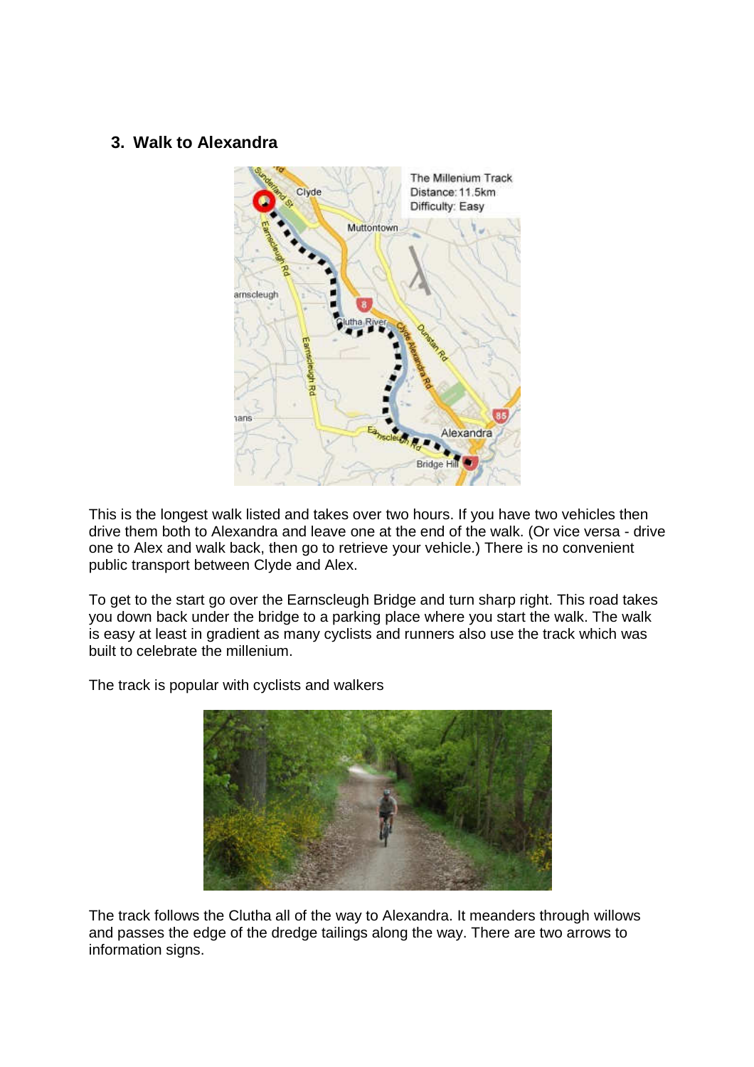### 3. Walk to Alexandra

This is the longest walk listed and takes over two hours. If you have two vehicles then drive them both to Alexandra and leave one at the end of the walk. (Or vice versa - drive one to Alex and walk back, then go to retrieve your vehicle.) There is no convenient public transport between Clyde and Alex.

To get to the start go over the Earnscleugh Bridge and turn sharp right. This road takes you down back under the bridge to a parking place where you start the walk. The walk is easy at least in gradient as many cyclists and runners also use the track which was built to celebrate the millenium.

The track is popular with cyclists and walkers

The track follows the Clutha all of the way to Alexandra. It meanders through willows and passes the edge of the dredge tailings along the way. There are two arrows to information signs.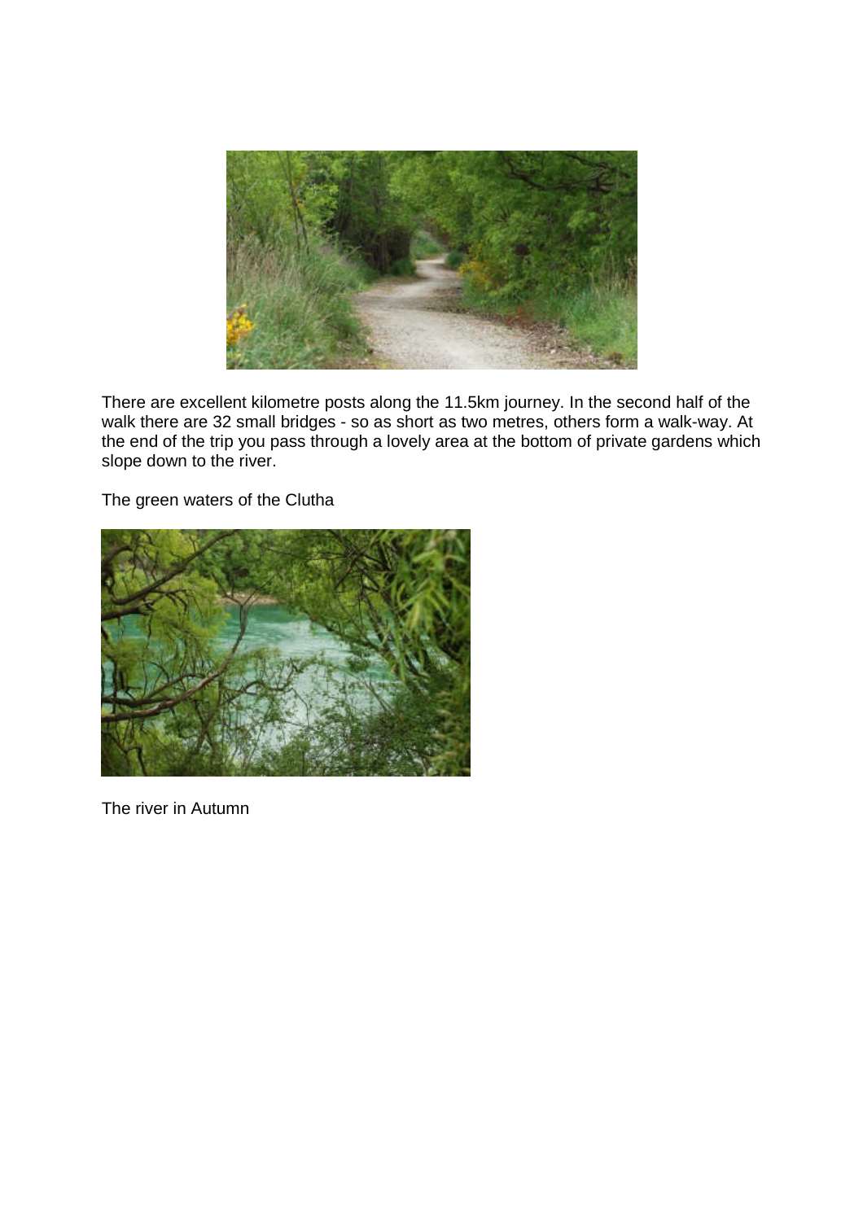There are excellent kilometre posts along the 11.5km journey. In the second half of the walk there are 32 small bridges - so as short as two metres, others form a walk-way. At the end of the trip you pass through a lovely area at the bottom of private gardens which slope down to the river.

The green waters of the Clutha

The river in Autumn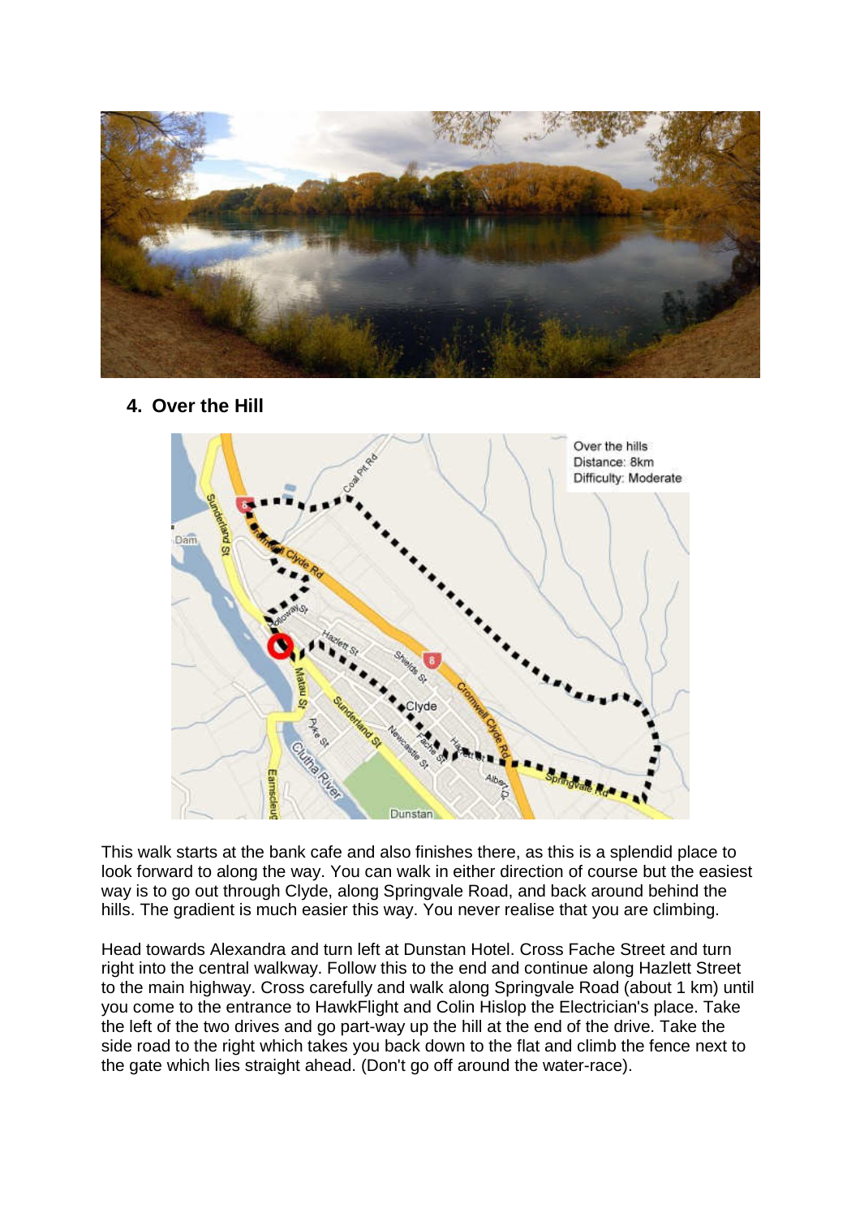## 4. Over the Hill

This walk starts at the bank cafe and also finishes there, as this is a splendid place to look forward to along the way. You can walk in either direction of course but the easiest way is to go out through Clyde, along Springvale Road, and back around behind the hills. The gradient is much easier this way. You never realise that you are climbing.

Head towards Alexandra and turn left at Dunstan Hotel. Cross Fache Street and turn right into the central walkway. Follow this to the end and continue along Hazlett Street to the main highway. Cross carefully and walk along Springvale Road (about 1 km) until you come to the entrance to HawkFlight and Colin Hislop the Electrician's place. Take the left of the two drives and go part-way up the hill at the end of the drive. Take the side road to the right which takes you back down to the flat and climb the fence next to the gate which lies straight ahead. (Don't go off around the water-race).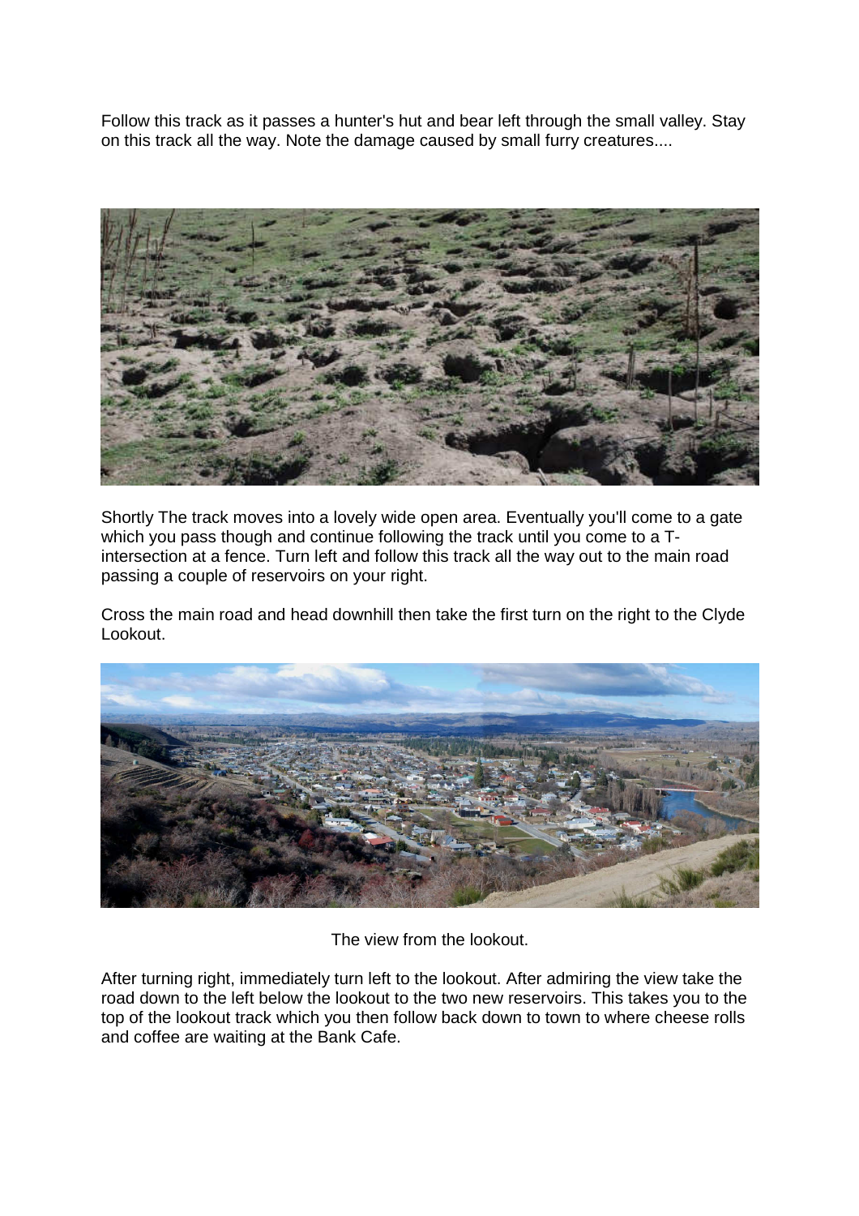Follow this track as it passes a hunter's hut and bear left through the small valley. Stay on this track all the way. Note the damage caused by small furry creatures....

Shortly The track moves into a lovely wide open area. Eventually you'll come to a gate which you pass though and continue following the track until you come to a T-intersection at a fence. Turn left and follow this track all the way out to the main road passing a couple of reservoirs on your right.

Cross the main road and head downhill then take the first turn on the right to the Clyde Lookout.

The view from the lookout.

After turning right, immediately turn left to the lookout. After admiring the view take the road down to the left below the lookout to the two new reservoirs. This takes you to the top of the lookout track which you then follow back down to town to where cheese rolls and coffee are waiting at the Bank Cafe.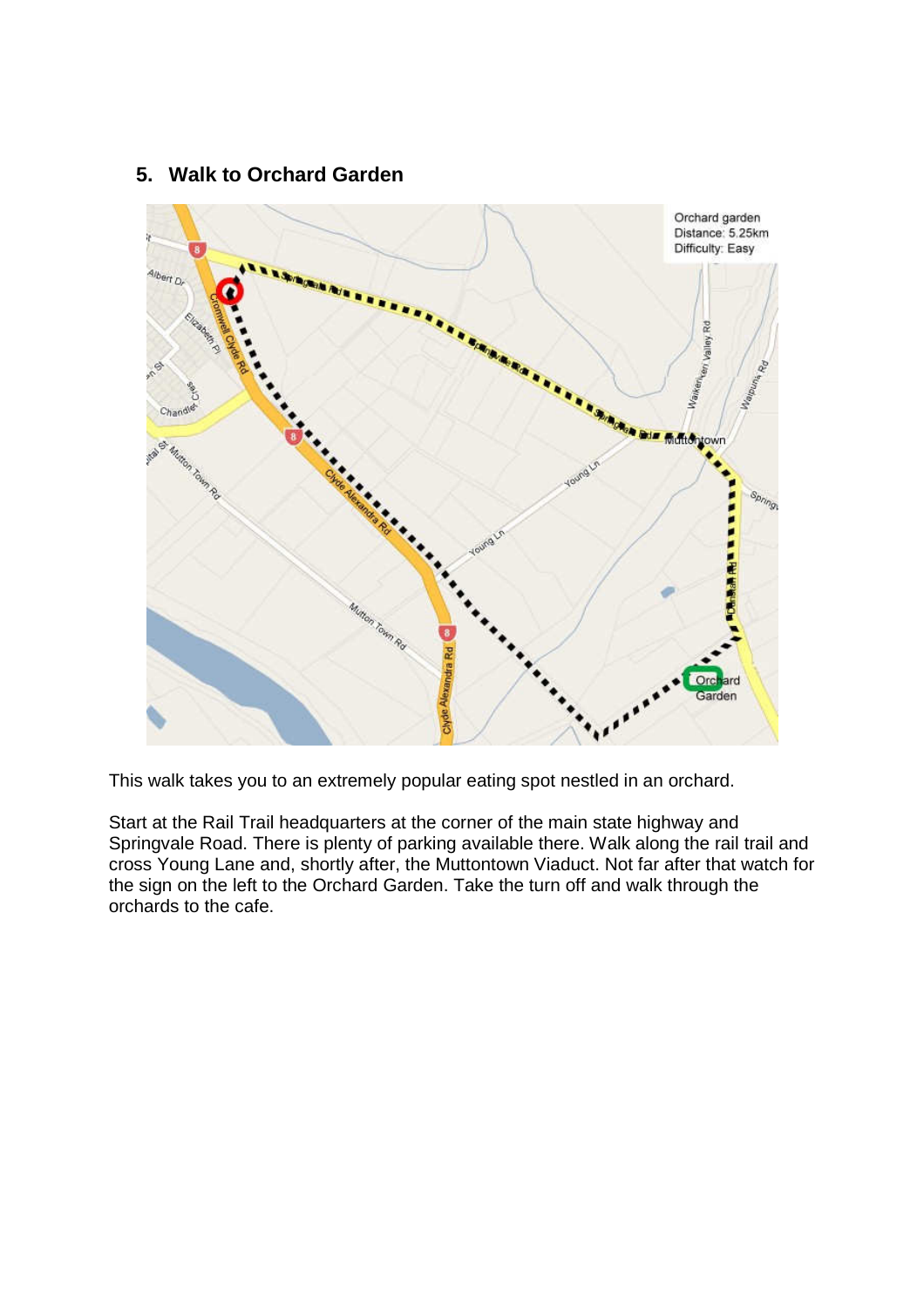## 5. Walk to Orchard Garden

This walk takes you to an extremely popular eating spot nestled in an orchard.

Start at the Rail Trail headquarters at the corner of the main state highway and Springvale Road. There is plenty of parking available there. Walk along the rail trail and cross Young Lane and, shortly after, the Muttontown Viaduct. Not far after that watch for the sign on the left to the Orchard Garden. Take the turn off and walk through the orchards to the cafe.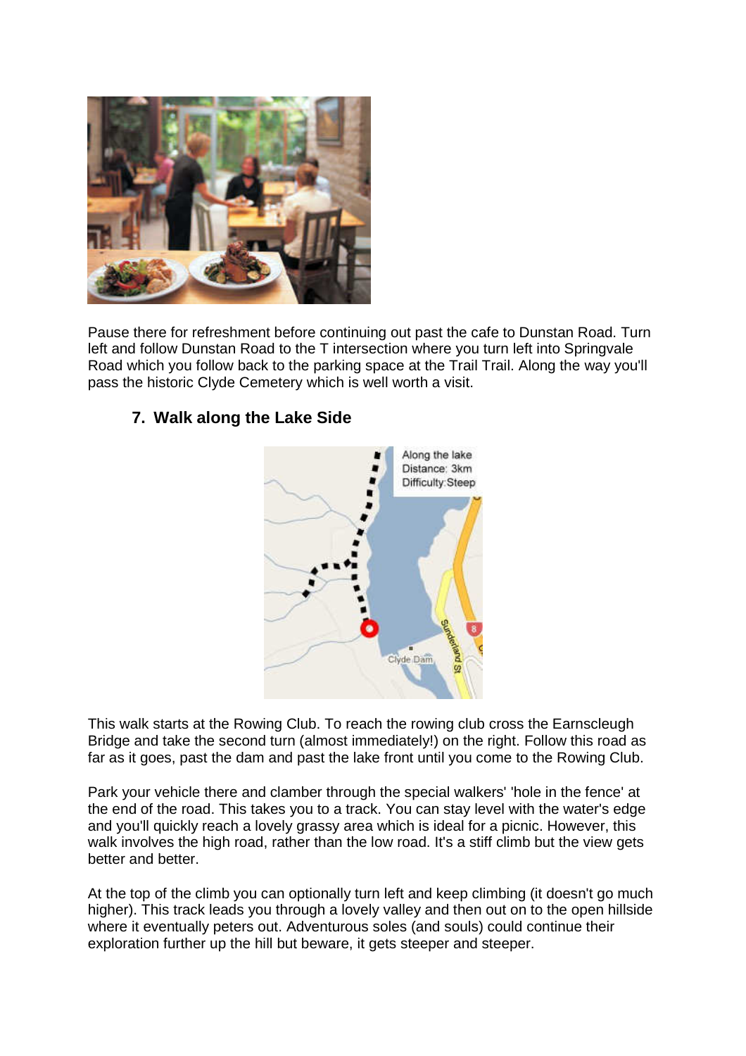Pause there for refreshment before continuing out past the cafe to Dunstan Road. Turn left and follow Dunstan Road to the T intersection where you turn left into Springvale Road which you follow back to the parking space at the Trail Trail. Along the way you'll pass the historic Clyde Cemetery which is well worth a visit.

### 7. Walk along the Lake Side

This walk starts at the Rowing Club. To reach the rowing club cross the Earnscleugh Bridge and take the second turn (almost immediately!) on the right. Follow this road as far as it goes, past the dam and past the lake front until you come to the Rowing Club.

Park your vehicle there and clamber through the special walkers' 'hole in the fence' at the end of the road. This takes you to a track. You can stay level with the water's edge and you'll quickly reach a lovely grassy area which is ideal for a picnic. However, this walk involves the high road, rather than the low road. It's a stiff climb but the view gets better and better.

At the top of the climb you can optionally turn left and keep climbing (it doesn't go much higher). This track leads you through a lovely valley and then out on to the open hillside where it eventually peters out. Adventurous soles (and souls) could continue their exploration further up the hill but beware, it gets steeper and steeper.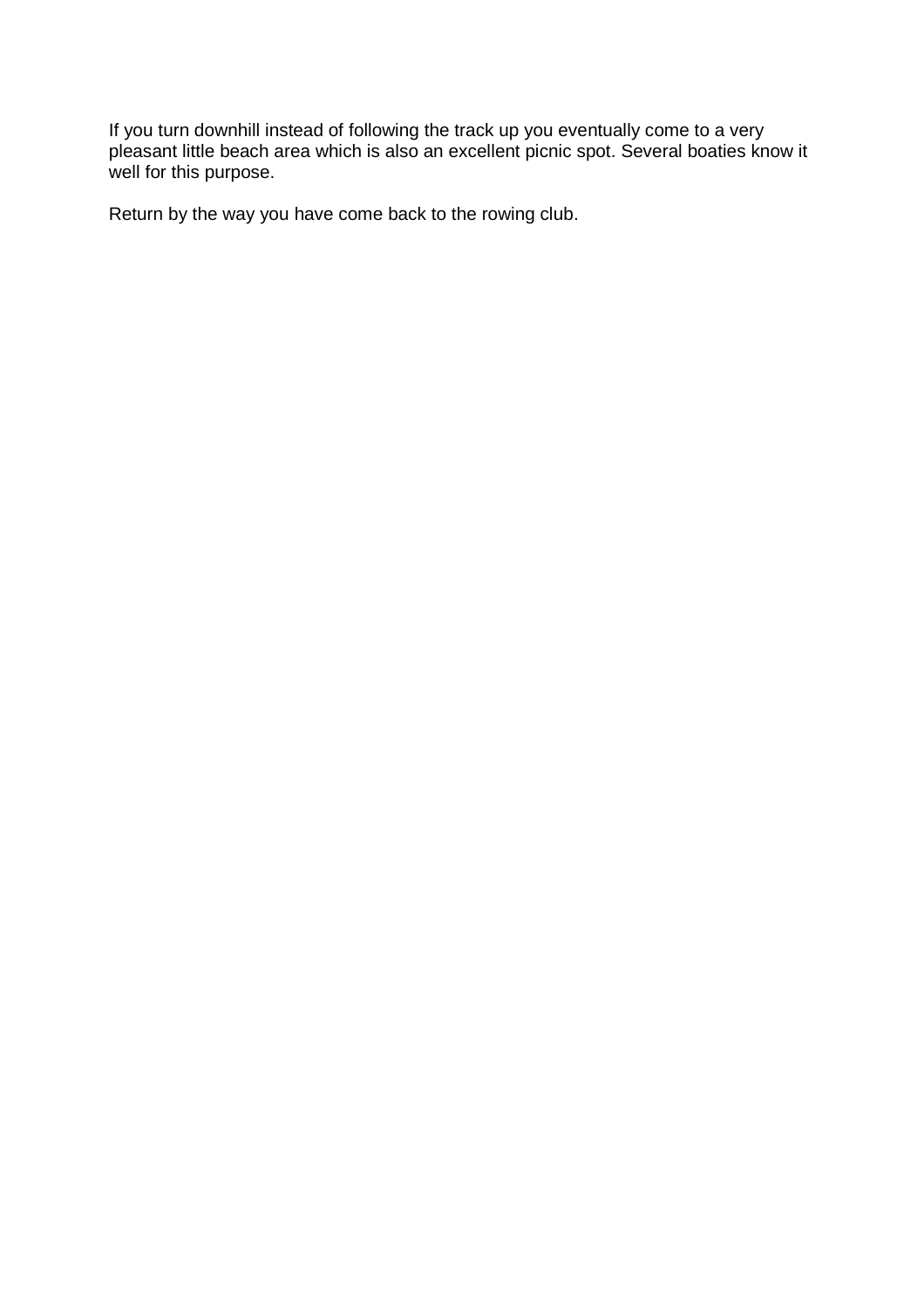If you turn downhill instead of following the track up you eventually come to a very pleasant little beach area which is also an excellent picnic spot. Several boaties know it well for this purpose.

Return by the way you have come back to the rowing club.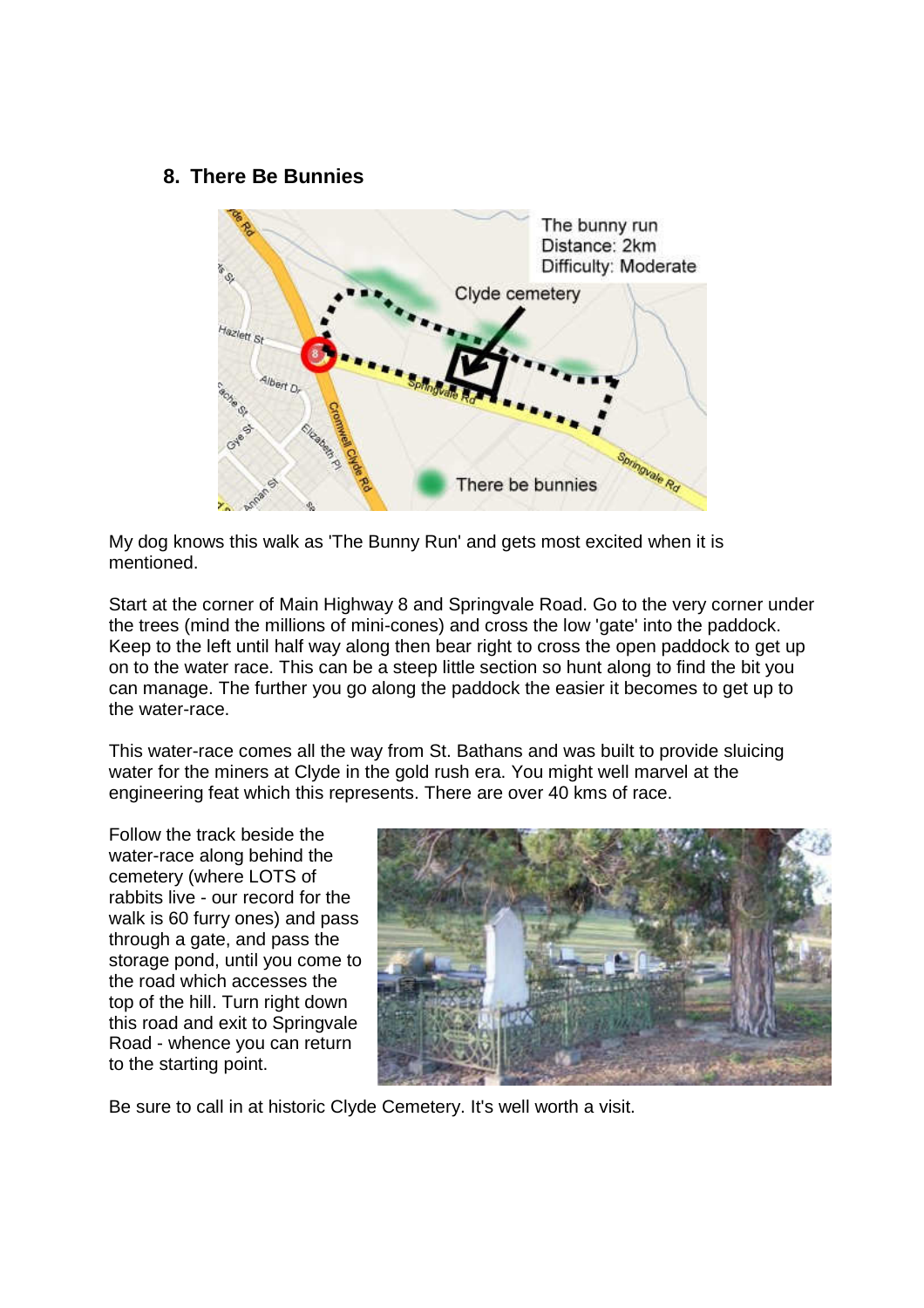## 8. There Be Bunnies

My dog knows this walk as 'The Bunny Run' and gets most excited when it is mentioned.

Start at the corner of Main Highway 8 and Springvale Road. Go to the very corner under the trees (mind the millions of mini-cones) and cross the low 'gate' into the paddock. Keep to the left until half way along then bear right to cross the open paddock to get up on to the water race. This can be a steep little section so hunt along to find the bit you can manage. The further you go along the paddock the easier it becomes to get up to the water-race.

This water-race comes all the way from St. Bathans and was built to provide sluicing water for the miners at Clyde in the gold rush era. You might well marvel at the engineering feat which this represents. There are over 40 kms of race.

Follow the track beside the water-race along behind the cemetery (where LOTS of rabbits live - our record for the walk is 60 furry ones) and pass through a gate, and pass the storage pond, until you come to the road which accesses the top of the hill. Turn right down this road and exit to Springvale Road - whence you can return to the starting point.

Be sure to call in at historic Clyde Cemetery. It's well worth a visit.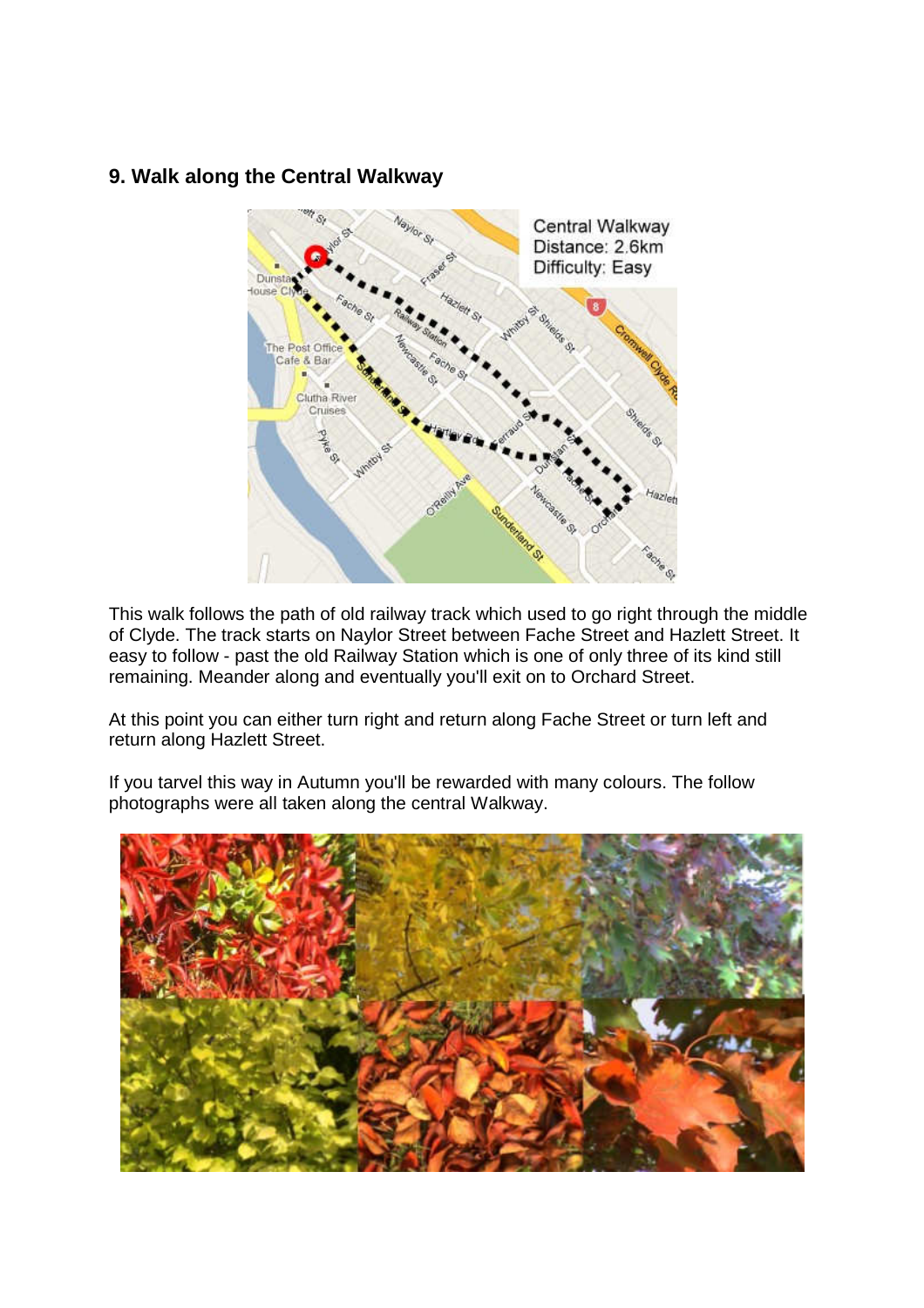## 9. Walk along the Central Walkway

This walk follows the path of old railway track which used to go right through the middle of Clyde. The track starts on Naylor Street between Fache Street and Hazlett Street. It easy to follow - past the old Railway Station which is one of only three of its kind still remaining. Meander along and eventually you'll exit on to Orchard Street.

At this point you can either turn right and return along Fache Street or turn left and return along Hazlett Street.

If you tarvel this way in Autumn you'll be rewarded with many colours. The follow photographs were all taken along the central Walkway.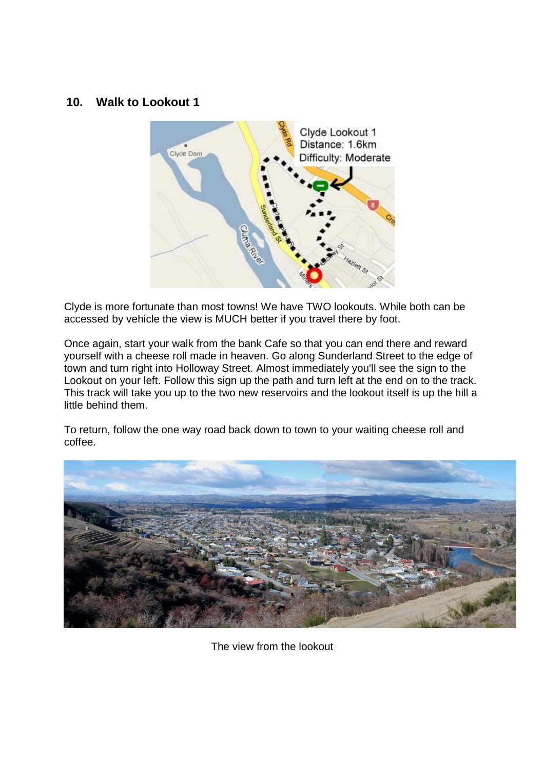## 10. Walk to Lookout 1

Clyde is more fortunate than most towns! We have TWO lookouts. While both can be accessed by vehicle the view is MUCH better if you travel there by foot.

Once again, start your walk from the bank Cafe so that you can end there and reward yourself with a cheese roll made in heaven. Go along Sunderland Street to the edge of town and turn right into Holloway Street. Almost immediately you'll see the sign to the Lookout on your left. Follow this sign up the path and turn left at the end on to the track. This track will take you up to the two new reservoirs and the lookout itself is up the hill a little behind them.

To return, follow the one way road back down to town to your waiting cheese roll and coffee.

The view from the lookout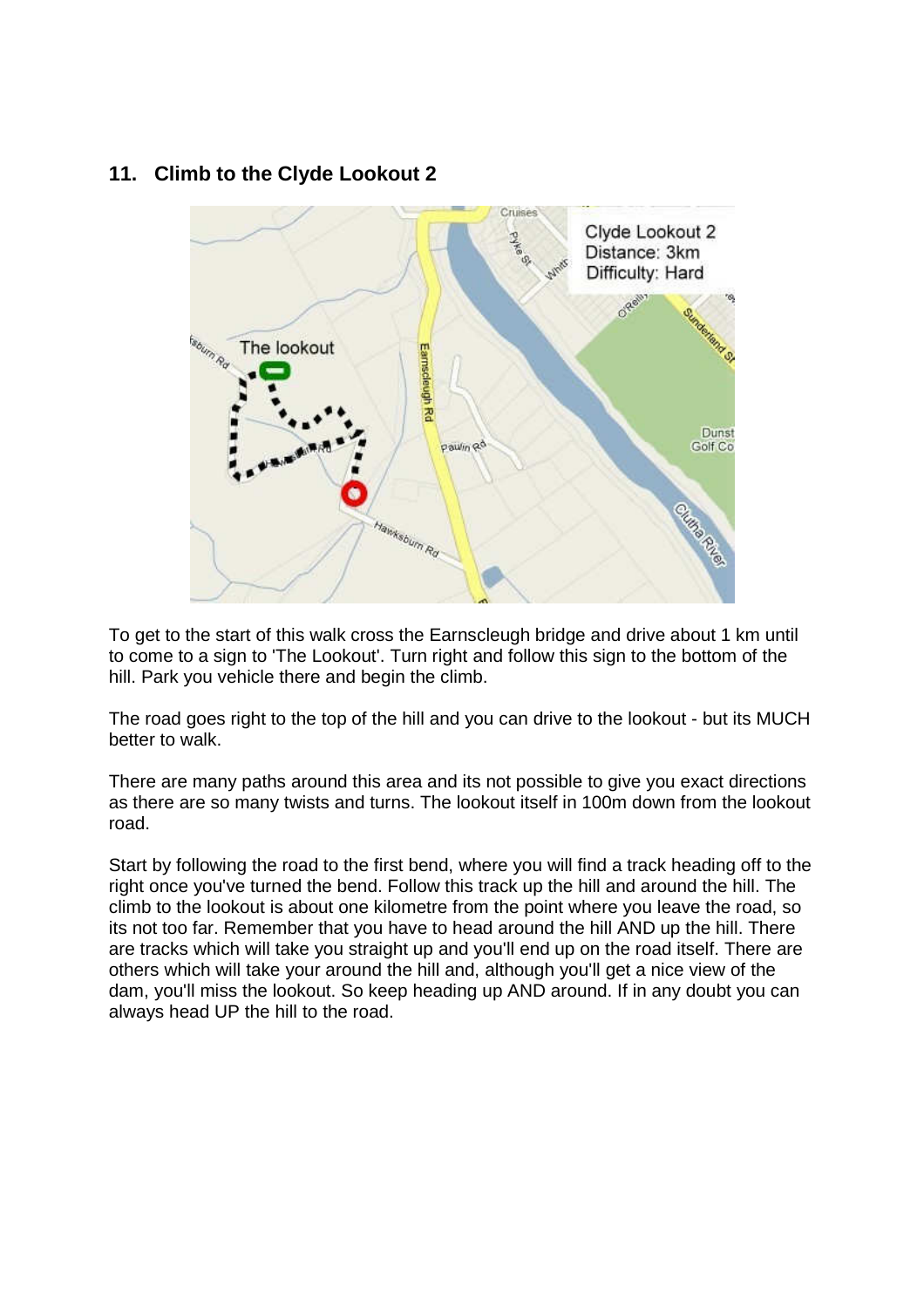## 11. Climb to the Clyde Lookout 2

To get to the start of this walk cross the Earnscleugh bridge and drive about 1 km until to come to a sign to 'The Lookout'. Turn right and follow this sign to the bottom of the hill. Park you vehicle there and begin the climb.

The road goes right to the top of the hill and you can drive to the lookout - but its MUCH better to walk.

There are many paths around this area and its not possible to give you exact directions as there are so many twists and turns. The lookout itself in 100m down from the lookout road.

Start by following the road to the first bend, where you will find a track heading off to the right once you've turned the bend. Follow this track up the hill and around the hill. The climb to the lookout is about one kilometre from the point where you leave the road, so its not too far. Remember that you have to head around the hill AND up the hill. There are tracks which will take you straight up and you'll end up on the road itself. There are others which will take your around the hill and, although you'll get a nice view of the dam, you'll miss the lookout. So keep heading up AND around. If in any doubt you can always head UP the hill to the road.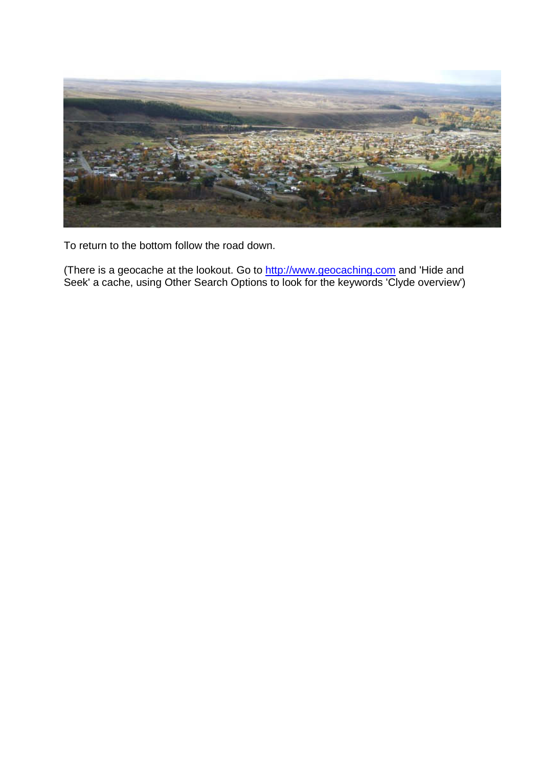To return to the bottom follow the road down.

(There is a geocache at the lookout. Go to [http://www.geocaching.com](http://www.geocaching.com) and 'Hide and Seek' a cache, using Other Search Options to look for the keywords 'Clyde overview')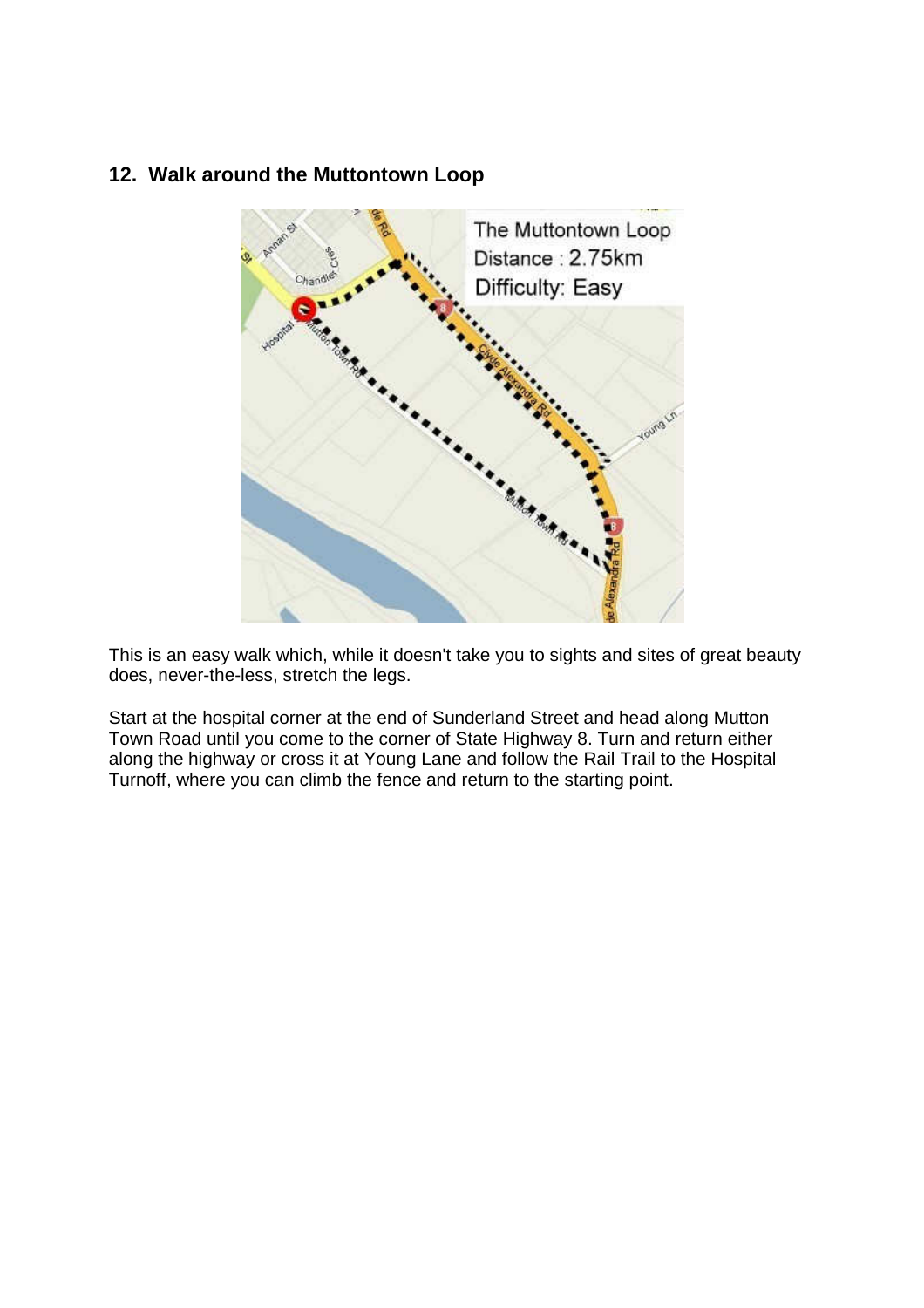## 12. Walk around the Muttontown Loop

This is an easy walk which, while it doesn't take you to sights and sites of great beauty does, never-the-less, stretch the legs.

Start at the hospital corner at the end of Sunderland Street and head along Mutton Town Road until you come to the corner of State Highway 8. Turn and return either along the highway or cross it at Young Lane and follow the Rail Trail to the Hospital Turnoff, where you can climb the fence and return to the starting point.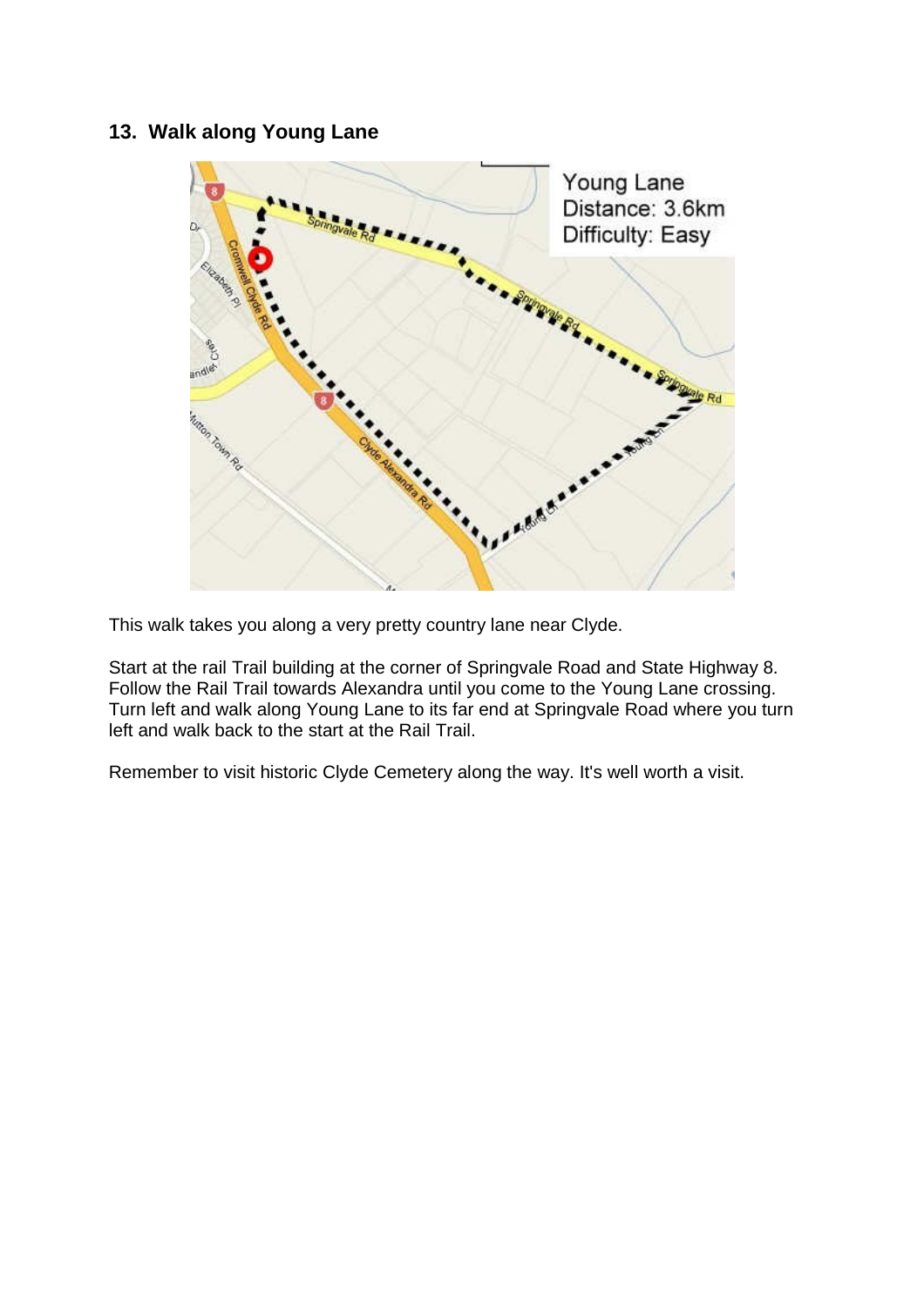## 13. Walk along Young Lane

This walk takes you along a very pretty country lane near Clyde.

Start at the rail Trail building at the corner of Springvale Road and State Highway 8. Follow the Rail Trail towards Alexandra until you come to the Young Lane crossing. Turn left and walk along Young Lane to its far end at Springvale Road where you turn left and walk back to the start at the Rail Trail.

Remember to visit historic Clyde Cemetery along the way. It's well worth a visit.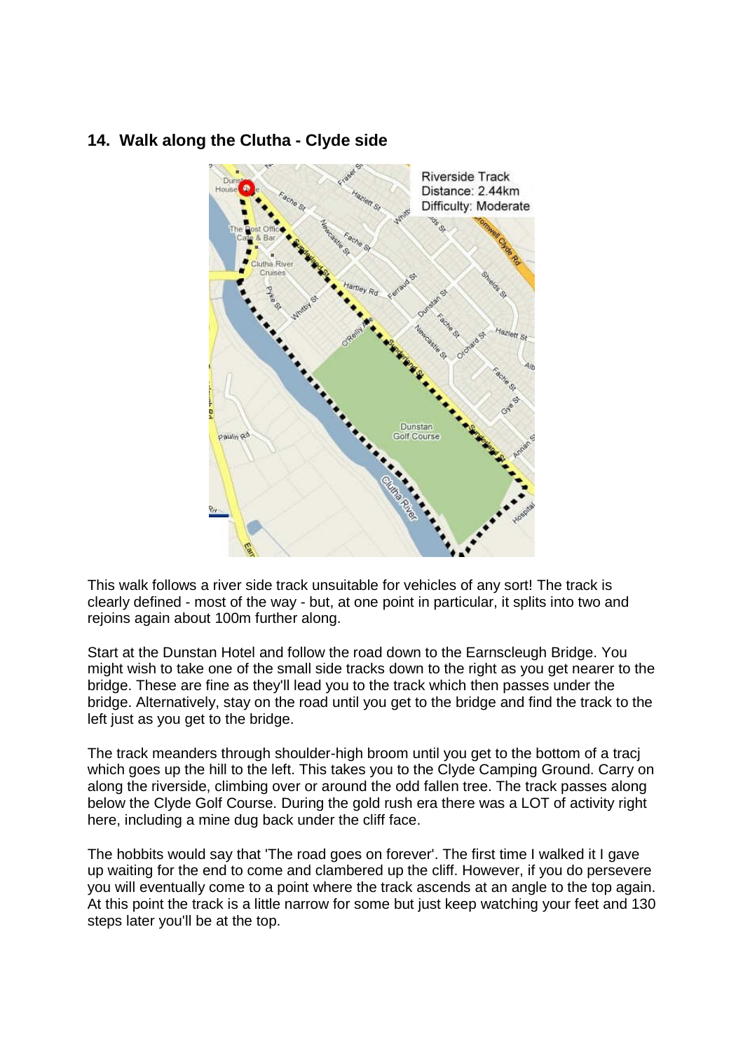## 14. Walk along the Clutha - Clyde side

This walk follows a river side track unsuitable for vehicles of any sort! The track is clearly defined - most of the way - but, at one point in particular, it splits into two and rejoins again about 100m further along.

Start at the Dunstan Hotel and follow the road down to the Earnscleugh Bridge. You might wish to take one of the small side tracks down to the right as you get nearer to the bridge. These are fine as they'll lead you to the track which then passes under the bridge. Alternatively, stay on the road until you get to the bridge and find the track to the left just as you get to the bridge.

The track meanders through shoulder-high broom until you get to the bottom of a tracj which goes up the hill to the left. This takes you to the Clyde Camping Ground. Carry on along the riverside, climbing over or around the odd fallen tree. The track passes along below the Clyde Golf Course. During the gold rush era there was a LOT of activity right here, including a mine dug back under the cliff face.

The hobbits would say that 'The road goes on forever'. The first time I walked it I gave up waiting for the end to come and clambered up the cliff. However, if you do persevere you will eventually come to a point where the track ascends at an angle to the top again. At this point the track is a little narrow for some but just keep watching your feet and 130 steps later you'll be at the top.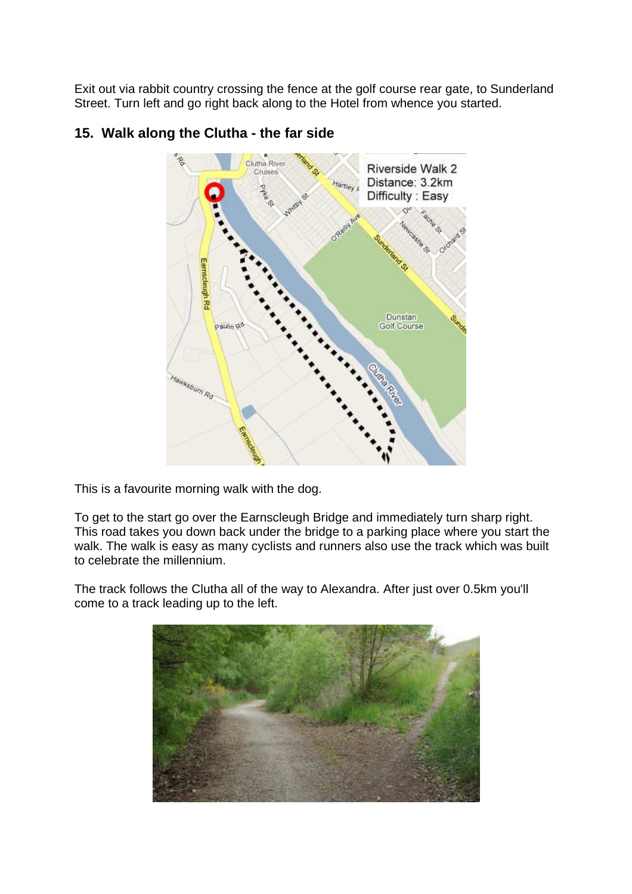Exit out via rabbit country crossing the fence at the golf course rear gate, to Sunderland Street. Turn left and go right back along to the Hotel from whence you started.

## 15. Walk along the Clutha - the far side

This is a favourite morning walk with the dog.

To get to the start go over the Earnscleugh Bridge and immediately turn sharp right. This road takes you down back under the bridge to a parking place where you start the walk. The walk is easy as many cyclists and runners also use the track which was built to celebrate the millennium.

The track follows the Clutha all of the way to Alexandra. After just over 0.5km you'll come to a track leading up to the left.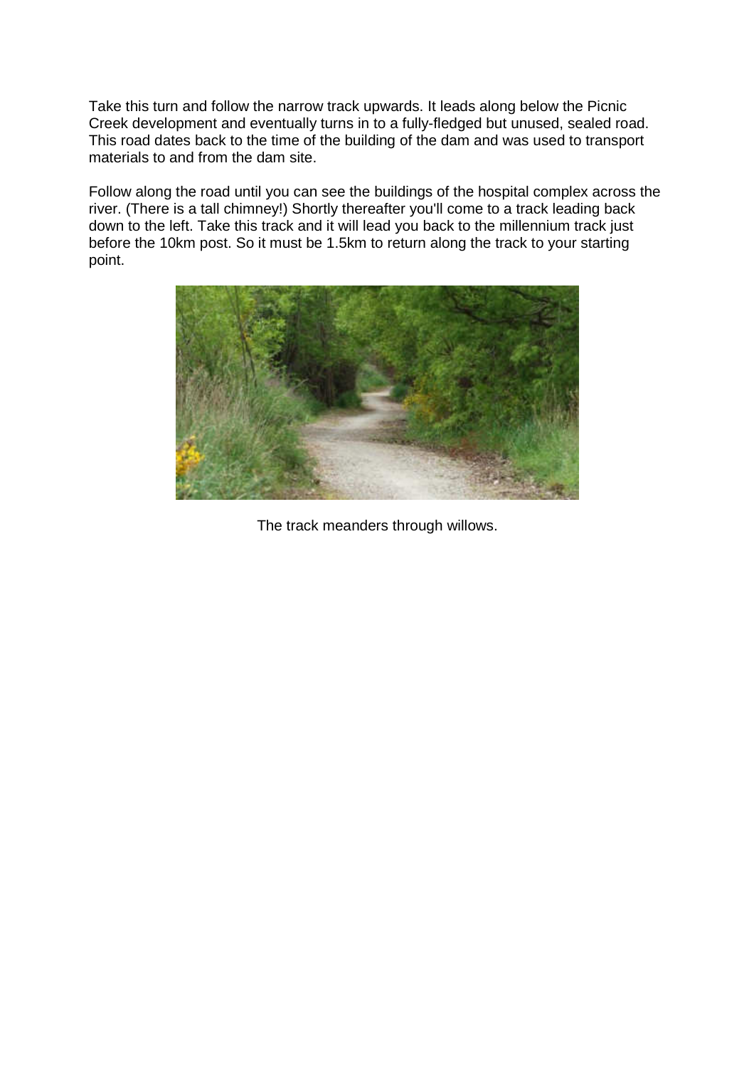Take this turn and follow the narrow track upwards. It leads along below the Picnic Creek development and eventually turns in to a fully-fledged but unused, sealed road. This road dates back to the time of the building of the dam and was used to transport materials to and from the dam site.

Follow along the road until you can see the buildings of the hospital complex across the river. (There is a tall chimney!) Shortly thereafter you'll come to a track leading back down to the left. Take this track and it will lead you back to the millennium track just before the 10km post. So it must be 1.5km to return along the track to your starting point.

The track meanders through willows.